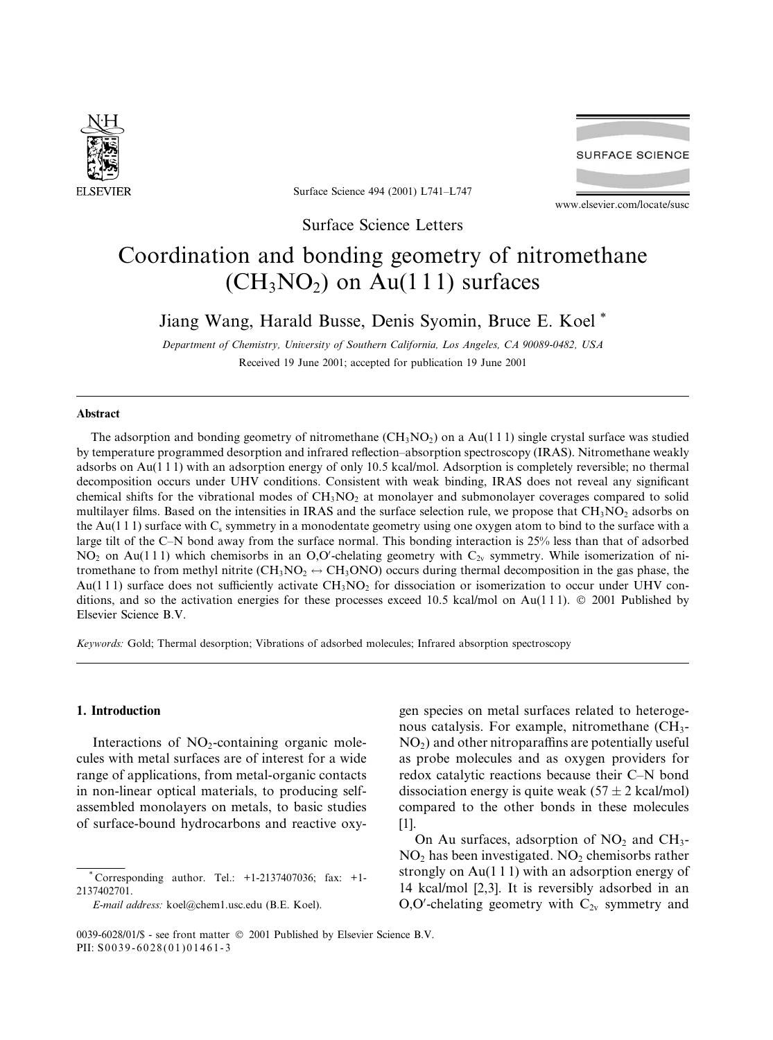Surface Science Letters

# Coordination and bonding geometry of nitromethane ($CH_3NO_2$) on Au(1 1 1) surfaces

Jiang Wang, Harald Busse, Denis Syomin, Bruce E. Koel *

*Department of Chemistry, University of Southern California, Los Angeles, CA 90089-0482, USA*

Received 19 June 2001; accepted for publication 19 June 2001

## Abstract

The adsorption and bonding geometry of nitromethane ($CH_3NO_2$) on a Au(1 1 1) single crystal surface was studied by temperature programmed desorption and infrared reflection–absorption spectroscopy (IRAS). Nitromethane weakly adsorbs on Au(1 1 1) with an adsorption energy of only 10.5 kcal/mol. Adsorption is completely reversible; no thermal decomposition occurs under UHV conditions. Consistent with weak binding, IRAS does not reveal any significant chemical shifts for the vibrational modes of $CH_3NO_2$ at monolayer and submonolayer coverages compared to solid multilayer films. Based on the intensities in IRAS and the surface selection rule, we propose that $CH_3NO_2$ adsorbs on the Au(1 1 1) surface with $C_s$ symmetry in a monodentate geometry using one oxygen atom to bind to the surface with a large tilt of the C–N bond away from the surface normal. This bonding interaction is 25% less than that of adsorbed $NO_2$ on Au(1 1 1) which chemisorbs in an O,O′-chelating geometry with $C_{2v}$ symmetry. While isomerization of nitromethane to from methyl nitrite ($CH_3NO_2 \leftrightarrow CH_3ONO$) occurs during thermal decomposition in the gas phase, the Au(1 1 1) surface does not sufficiently activate $CH_3NO_2$ for dissociation or isomerization to occur under UHV conditions, and so the activation energies for these processes exceed 10.5 kcal/mol on Au(1 1 1). © 2001 Published by Elsevier Science B.V.

*Keywords:* Gold; Thermal desorption; Vibrations of adsorbed molecules; Infrared absorption spectroscopy

## 1. Introduction

Interactions of $NO_2$-containing organic molecules with metal surfaces are of interest for a wide range of applications, from metal-organic contacts in non-linear optical materials, to producing self-assembled monolayers on metals, to basic studies of surface-bound hydrocarbons and reactive oxygen species on metal surfaces related to heterogeneous catalysis. For example, nitromethane ($CH_3NO_2$) and other nitroparaffins are potentially useful as probe molecules and as oxygen providers for redox catalytic reactions because their C–N bond dissociation energy is quite weak ($57 \pm 2$ kcal/mol) compared to the other bonds in these molecules [1].

On Au surfaces, adsorption of $NO_2$ and $CH_3NO_2$ has been investigated. $NO_2$ chemisorbs rather strongly on Au(1 1 1) with an adsorption energy of 14 kcal/mol [2,3]. It is reversibly adsorbed in an O,O′-chelating geometry with $C_{2v}$ symmetry and

* Corresponding author. Tel.: +1-2137407036; fax: +1-2137402701.

*E-mail address:* koel@chem1.usc.edu (B.E. Koel).

0039-6028/01/$ - see front matter © 2001 Published by Elsevier Science B.V.
PII: S0039-6028(01)01461-3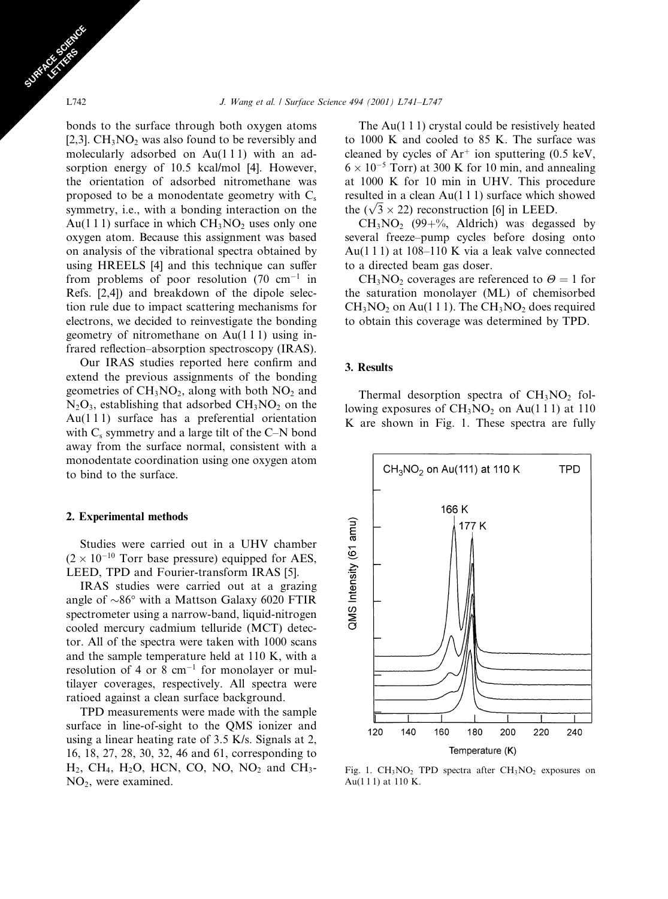bonds to the surface through both oxygen atoms [2,3]. $CH_3NO_2$ was also found to be reversibly and molecularly adsorbed on Au(1 1 1) with an adsorption energy of 10.5 kcal/mol [4]. However, the orientation of adsorbed nitromethane was proposed to be a monodentate geometry with $C_s$ symmetry, i.e., with a bonding interaction on the Au(1 1 1) surface in which $CH_3NO_2$ uses only one oxygen atom. Because this assignment was based on analysis of the vibrational spectra obtained by using HREELS [4] and this technique can suffer from problems of poor resolution (70 $cm^{-1}$ in Refs. [2,4]) and breakdown of the dipole selection rule due to impact scattering mechanisms for electrons, we decided to reinvestigate the bonding geometry of nitromethane on Au(1 1 1) using infrared reflection–absorption spectroscopy (IRAS).

Our IRAS studies reported here confirm and extend the previous assignments of the bonding geometries of $CH_3NO_2$, along with both $NO_2$ and $N_2O_3$, establishing that adsorbed $CH_3NO_2$ on the Au(1 1 1) surface has a preferential orientation with $C_s$ symmetry and a large tilt of the C–N bond away from the surface normal, consistent with a monodentate coordination using one oxygen atom to bind to the surface.

## 2. Experimental methods

Studies were carried out in a UHV chamber ($2 \times 10^{-10}$ Torr base pressure) equipped for AES, LEED, TPD and Fourier-transform IRAS [5].

IRAS studies were carried out at a grazing angle of ~86° with a Mattson Galaxy 6020 FTIR spectrometer using a narrow-band, liquid-nitrogen cooled mercury cadmium telluride (MCT) detector. All of the spectra were taken with 1000 scans and the sample temperature held at 110 K, with a resolution of 4 or 8 $cm^{-1}$ for monolayer or multilayer coverages, respectively. All spectra were ratioed against a clean surface background.

TPD measurements were made with the sample surface in line-of-sight to the QMS ionizer and using a linear heating rate of 3.5 K/s. Signals at 2, 16, 18, 27, 28, 30, 32, 46 and 61, corresponding to $H_2$, $CH_4$, $H_2O$, HCN, CO, NO, $NO_2$ and $CH_3NO_2$, were examined.

The Au(1 1 1) crystal could be resistively heated to 1000 K and cooled to 85 K. The surface was cleaned by cycles of $Ar^+$ ion sputtering (0.5 keV, $6 \times 10^{-5}$ Torr) at 300 K for 10 min, and annealing at 1000 K for 10 min in UHV. This procedure resulted in a clean Au(1 1 1) surface which showed the $(\sqrt{3} \times 22)$ reconstruction [6] in LEED.

$CH_3NO_2$ (99+%, Aldrich) was degassed by several freeze–pump cycles before dosing onto Au(1 1 1) at 108–110 K via a leak valve connected to a directed beam gas doser.

$CH_3NO_2$ coverages are referenced to $\Theta = 1$ for the saturation monolayer (ML) of chemisorbed $CH_3NO_2$ on Au(1 1 1). The $CH_3NO_2$ does required to obtain this coverage was determined by TPD.

## 3. Results

Thermal desorption spectra of $CH_3NO_2$ following exposures of $CH_3NO_2$ on Au(1 1 1) at 110 K are shown in Fig. 1. These spectra are fully

Fig. 1. $CH_3NO_2$ TPD spectra after $CH_3NO_2$ exposures on Au(1 1 1) at 110 K.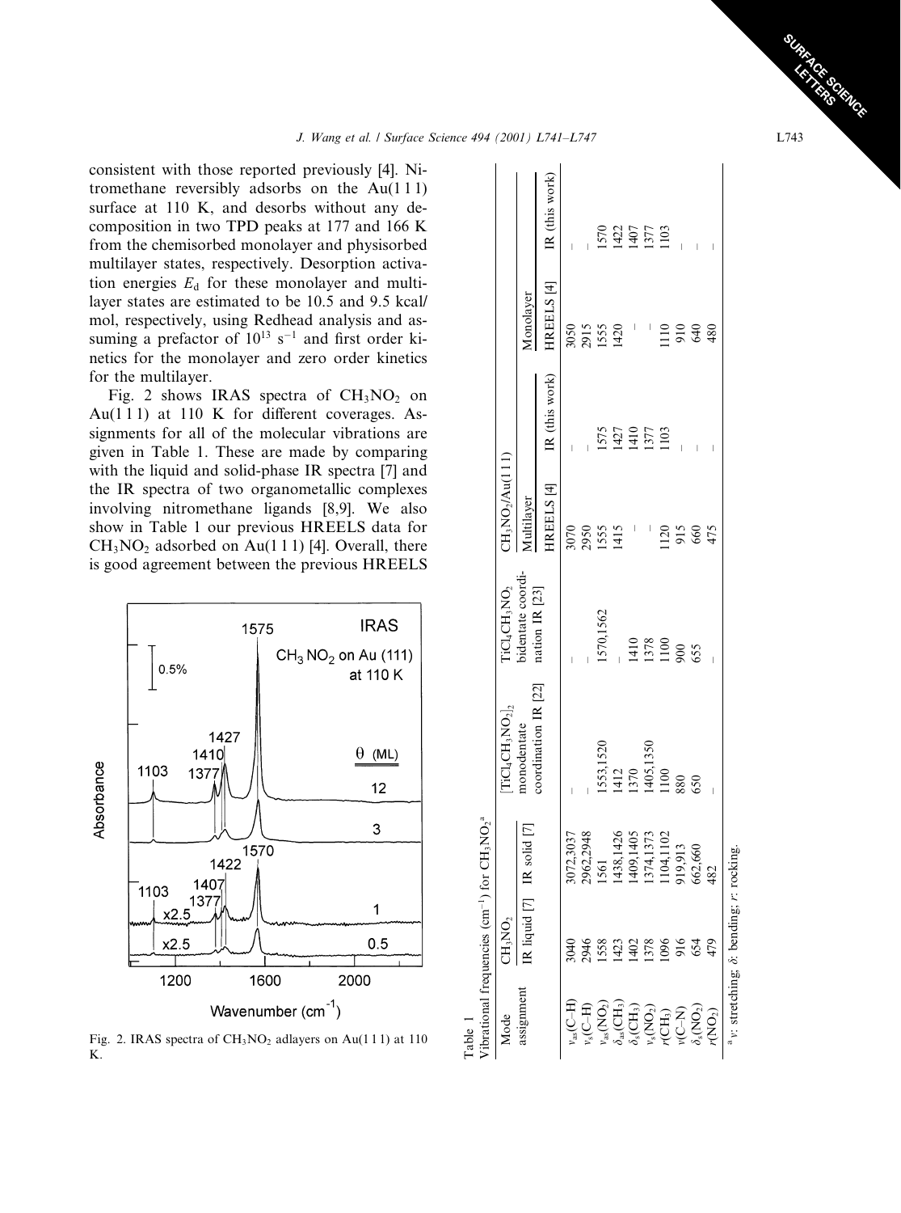consistent with those reported previously [4]. Nitromethane reversibly adsorbs on the Au(1 1 1) surface at 110 K, and desorbs without any decomposition in two TPD peaks at 177 and 166 K from the chemisorbed monolayer and physisorbed multilayer states, respectively. Desorption activation energies $E_d$ for these monolayer and multilayer states are estimated to be 10.5 and 9.5 kcal/mol, respectively, using Redhead analysis and assuming a prefactor of $10^{13}$ s$^{-1}$ and first order kinetics for the monolayer and zero order kinetics for the multilayer.

Fig. 2 shows IRAS spectra of $CH_3NO_2$ on Au(1 1 1) at 110 K for different coverages. Assignments for all of the molecular vibrations are given in Table 1. These are made by comparing with the liquid and solid-phase IR spectra [7] and the IR spectra of two organometallic complexes involving nitromethane ligands [8,9]. We also show in Table 1 our previous HREELS data for $CH_3NO_2$ adsorbed on Au(1 1 1) [4]. Overall, there is good agreement between the previous HREELS

Fig. 2. IRAS spectra of $CH_3NO_2$ adlayers on Au(1 1 1) at 110 K.

Table 1
Vibrational frequencies (cm$^{-1}$) for $CH_3NO_2$[a]

| Mode assignment | $CH_3NO_2$ | | $[TiCl_4CH_3NO_2]_2$ monodentate coordination IR [22] | $TiCl_4CH_3NO_2$ bidentate coordination IR [23] | $CH_3NO_2$/Au(1 1 1) | | | |
|---|---|---|---|---|---|---|---|---|
| | IR liquid [7] | IR solid [7] | | | Multilayer | | Monolayer | |
| | | | | | HREELS [4] | IR (this work) | HREELS [4] | IR (this work) |
| $\nu_{as}$(C–H) | 3040 | 3072,3037 | – | – | 3070 | – | 3050 | – |
| $\nu_s$(C–H) | 2946 | 2962,2948 | – | – | 2950 | – | 2915 | – |
| $\nu_{as}(NO_2)$ | 1558 | 1561 | 1553,1520 | 1570,1562 | 1555 | 1575 | 1555 | 1570 |
| $\delta_{as}(CH_3)$ | 1423 | 1438,1426 | 1412 | – | 1415 | 1427 | 1420 | 1422 |
| $\delta_s(CH_3)$ | 1402 | 1409,1405 | 1370 | 1410 | – | 1410 | – | 1407 |
| $\nu_s(NO_2)$ | 1378 | 1374,1373 | 1405,1350 | 1378 | – | 1377 | – | 1377 |
| $r(CH_3)$ | 1096 | 1104,1102 | 1100 | 1100 | 1120 | 1103 | 1110 | 1103 |
| $\nu$(C–N) | 916 | 919,913 | 880 | 900 | 915 | – | 910 | – |
| $\delta_s(NO_2)$ | 654 | 662,660 | 650 | 655 | 660 | – | 640 | – |
| $r(NO_2)$ | 479 | 482 | – | – | 475 | – | 480 | – |

[a] $\nu$: stretching; $\delta$: bending; $r$: rocking.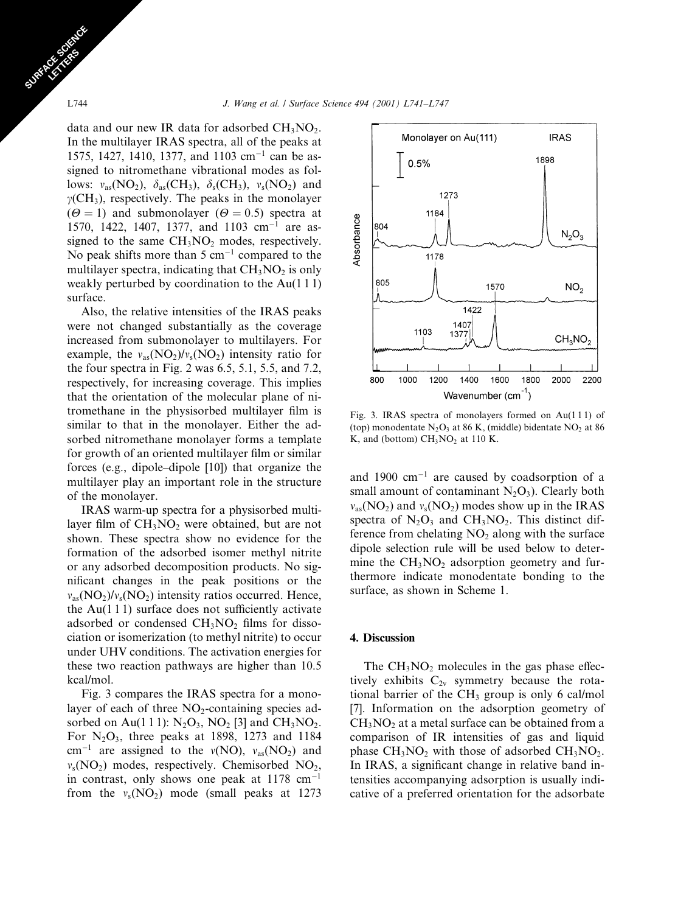data and our new IR data for adsorbed $CH_3NO_2$. In the multilayer IRAS spectra, all of the peaks at 1575, 1427, 1410, 1377, and 1103 $cm^{-1}$ can be assigned to nitromethane vibrational modes as follows: $\nu_{as}(NO_2)$, $\delta_{as}(CH_3)$, $\delta_s(CH_3)$, $\nu_s(NO_2)$ and $\gamma(CH_3)$, respectively. The peaks in the monolayer ($\Theta = 1$) and submonolayer ($\Theta = 0.5$) spectra at 1570, 1422, 1407, 1377, and 1103 $cm^{-1}$ are assigned to the same $CH_3NO_2$ modes, respectively. No peak shifts more than 5 $cm^{-1}$ compared to the multilayer spectra, indicating that $CH_3NO_2$ is only weakly perturbed by coordination to the Au(1 1 1) surface.

Also, the relative intensities of the IRAS peaks were not changed substantially as the coverage increased from submonolayer to multilayers. For example, the $\nu_{as}(NO_2)/\nu_s(NO_2)$ intensity ratio for the four spectra in Fig. 2 was 6.5, 5.1, 5.5, and 7.2, respectively, for increasing coverage. This implies that the orientation of the molecular plane of nitromethane in the physisorbed multilayer film is similar to that in the monolayer. Either the adsorbed nitromethane monolayer forms a template for growth of an oriented multilayer film or similar forces (e.g., dipole–dipole [10]) that organize the multilayer play an important role in the structure of the monolayer.

IRAS warm-up spectra for a physisorbed multilayer film of $CH_3NO_2$ were obtained, but are not shown. These spectra show no evidence for the formation of the adsorbed isomer methyl nitrite or any adsorbed decomposition products. No significant changes in the peak positions or the $\nu_{as}(NO_2)/\nu_s(NO_2)$ intensity ratios occurred. Hence, the Au(1 1 1) surface does not sufficiently activate adsorbed or condensed $CH_3NO_2$ films for dissociation or isomerization (to methyl nitrite) to occur under UHV conditions. The activation energies for these two reaction pathways are higher than 10.5 kcal/mol.

Fig. 3 compares the IRAS spectra for a monolayer of each of three $NO_2$-containing species adsorbed on Au(1 1 1): $N_2O_3$, $NO_2$ [3] and $CH_3NO_2$. For $N_2O_3$, three peaks at 1898, 1273 and 1184 $cm^{-1}$ are assigned to the $\nu(NO)$, $\nu_{as}(NO_2)$ and $\nu_s(NO_2)$ modes, respectively. Chemisorbed $NO_2$, in contrast, only shows one peak at 1178 $cm^{-1}$ from the $\nu_s(NO_2)$ mode (small peaks at 1273 and 1900 $cm^{-1}$ are caused by coadsorption of a small amount of contaminant $N_2O_3$). Clearly both $\nu_{as}(NO_2)$ and $\nu_s(NO_2)$ modes show up in the IRAS spectra of $N_2O_3$ and $CH_3NO_2$. This distinct difference from chelating $NO_2$ along with the surface dipole selection rule will be used below to determine the $CH_3NO_2$ adsorption geometry and furthermore indicate monodentate bonding to the surface, as shown in Scheme 1.

Fig. 3. IRAS spectra of monolayers formed on Au(1 1 1) of (top) monodentate $N_2O_3$ at 86 K, (middle) bidentate $NO_2$ at 86 K, and (bottom) $CH_3NO_2$ at 110 K.

## 4. Discussion

The $CH_3NO_2$ molecules in the gas phase effectively exhibits $C_{2v}$ symmetry because the rotational barrier of the $CH_3$ group is only 6 cal/mol [7]. Information on the adsorption geometry of $CH_3NO_2$ at a metal surface can be obtained from a comparison of IR intensities of gas and liquid phase $CH_3NO_2$ with those of adsorbed $CH_3NO_2$. In IRAS, a significant change in relative band intensities accompanying adsorption is usually indicative of a preferred orientation for the adsorbate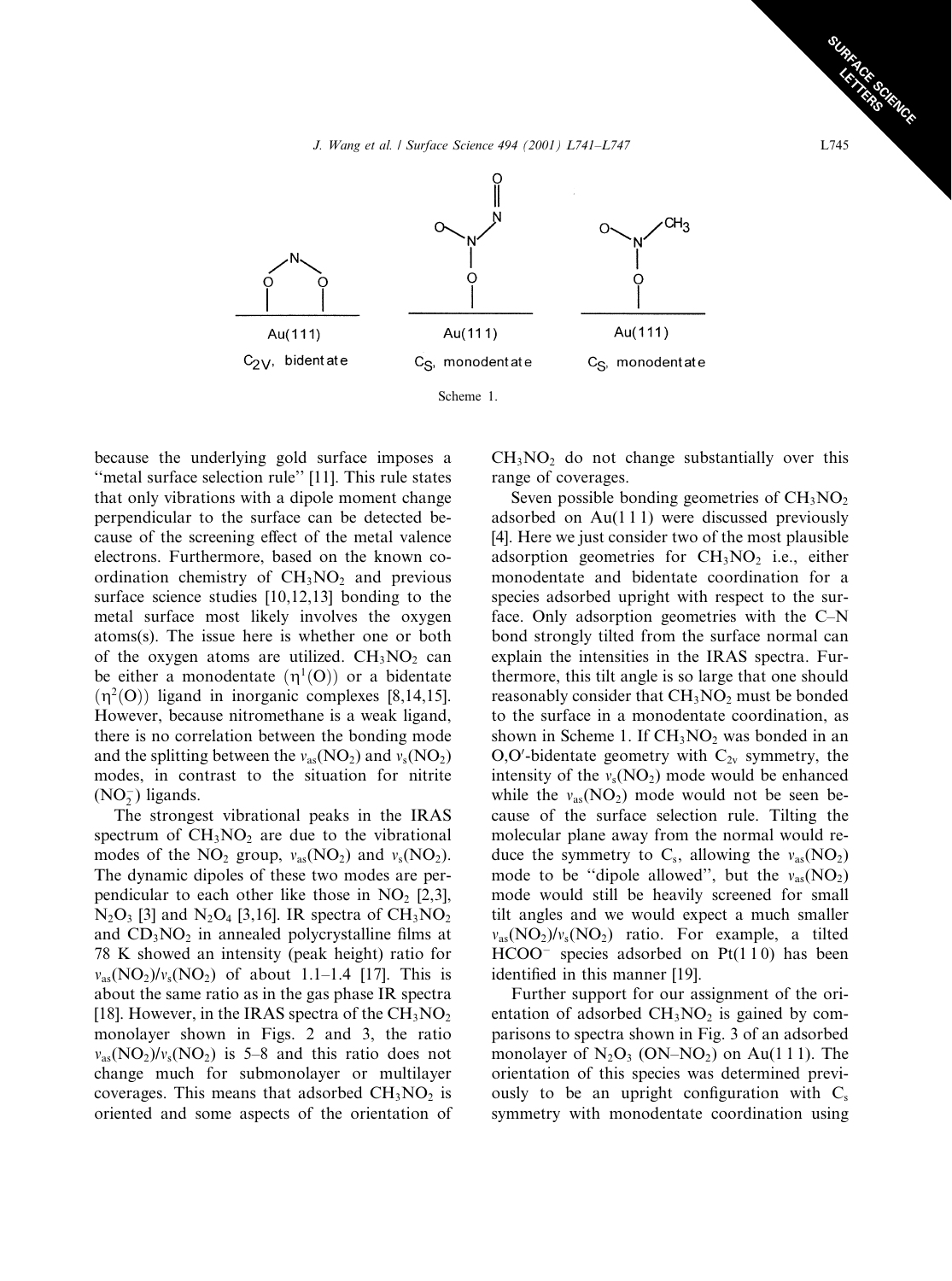Scheme 1.

because the underlying gold surface imposes a "metal surface selection rule" [11]. This rule states that only vibrations with a dipole moment change perpendicular to the surface can be detected because of the screening effect of the metal valence electrons. Furthermore, based on the known coordination chemistry of $CH_3NO_2$ and previous surface science studies [10,12,13] bonding to the metal surface most likely involves the oxygen atoms(s). The issue here is whether one or both of the oxygen atoms are utilized. $CH_3NO_2$ can be either a monodentate ($\eta^1$(O)) or a bidentate ($\eta^2$(O)) ligand in inorganic complexes [8,14,15]. However, because nitromethane is a weak ligand, there is no correlation between the bonding mode and the splitting between the $\nu_{as}(NO_2)$ and $\nu_s(NO_2)$ modes, in contrast to the situation for nitrite ($NO_2^-$) ligands.

The strongest vibrational peaks in the IRAS spectrum of $CH_3NO_2$ are due to the vibrational modes of the $NO_2$ group, $\nu_{as}(NO_2)$ and $\nu_s(NO_2)$. The dynamic dipoles of these two modes are perpendicular to each other like those in $NO_2$ [2,3], $N_2O_3$ [3] and $N_2O_4$ [3,16]. IR spectra of $CH_3NO_2$ and $CD_3NO_2$ in annealed polycrystalline films at 78 K showed an intensity (peak height) ratio for $\nu_{as}(NO_2)/\nu_s(NO_2)$ of about 1.1–1.4 [17]. This is about the same ratio as in the gas phase IR spectra [18]. However, in the IRAS spectra of the $CH_3NO_2$ monolayer shown in Figs. 2 and 3, the ratio $\nu_{as}(NO_2)/\nu_s(NO_2)$ is 5–8 and this ratio does not change much for submonolayer or multilayer coverages. This means that adsorbed $CH_3NO_2$ is oriented and some aspects of the orientation of $CH_3NO_2$ do not change substantially over this range of coverages.

Seven possible bonding geometries of $CH_3NO_2$ adsorbed on Au(1 1 1) were discussed previously [4]. Here we just consider two of the most plausible adsorption geometries for $CH_3NO_2$ i.e., either monodentate and bidentate coordination for a species adsorbed upright with respect to the surface. Only adsorption geometries with the C–N bond strongly tilted from the surface normal can explain the intensities in the IRAS spectra. Furthermore, this tilt angle is so large that one should reasonably consider that $CH_3NO_2$ must be bonded to the surface in a monodentate coordination, as shown in Scheme 1. If $CH_3NO_2$ was bonded in an O,O′-bidentate geometry with $C_{2v}$ symmetry, the intensity of the $\nu_s(NO_2)$ mode would be enhanced while the $\nu_{as}(NO_2)$ mode would not be seen because of the surface selection rule. Tilting the molecular plane away from the normal would reduce the symmetry to $C_s$, allowing the $\nu_{as}(NO_2)$ mode to be "dipole allowed", but the $\nu_{as}(NO_2)$ mode would still be heavily screened for small tilt angles and we would expect a much smaller $\nu_{as}(NO_2)/\nu_s(NO_2)$ ratio. For example, a tilted $HCOO^-$ species adsorbed on Pt(1 1 0) has been identified in this manner [19].

Further support for our assignment of the orientation of adsorbed $CH_3NO_2$ is gained by comparisons to spectra shown in Fig. 3 of an adsorbed monolayer of $N_2O_3$ (ON–$NO_2$) on Au(1 1 1). The orientation of this species was determined previously to be an upright configuration with $C_s$ symmetry with monodentate coordination using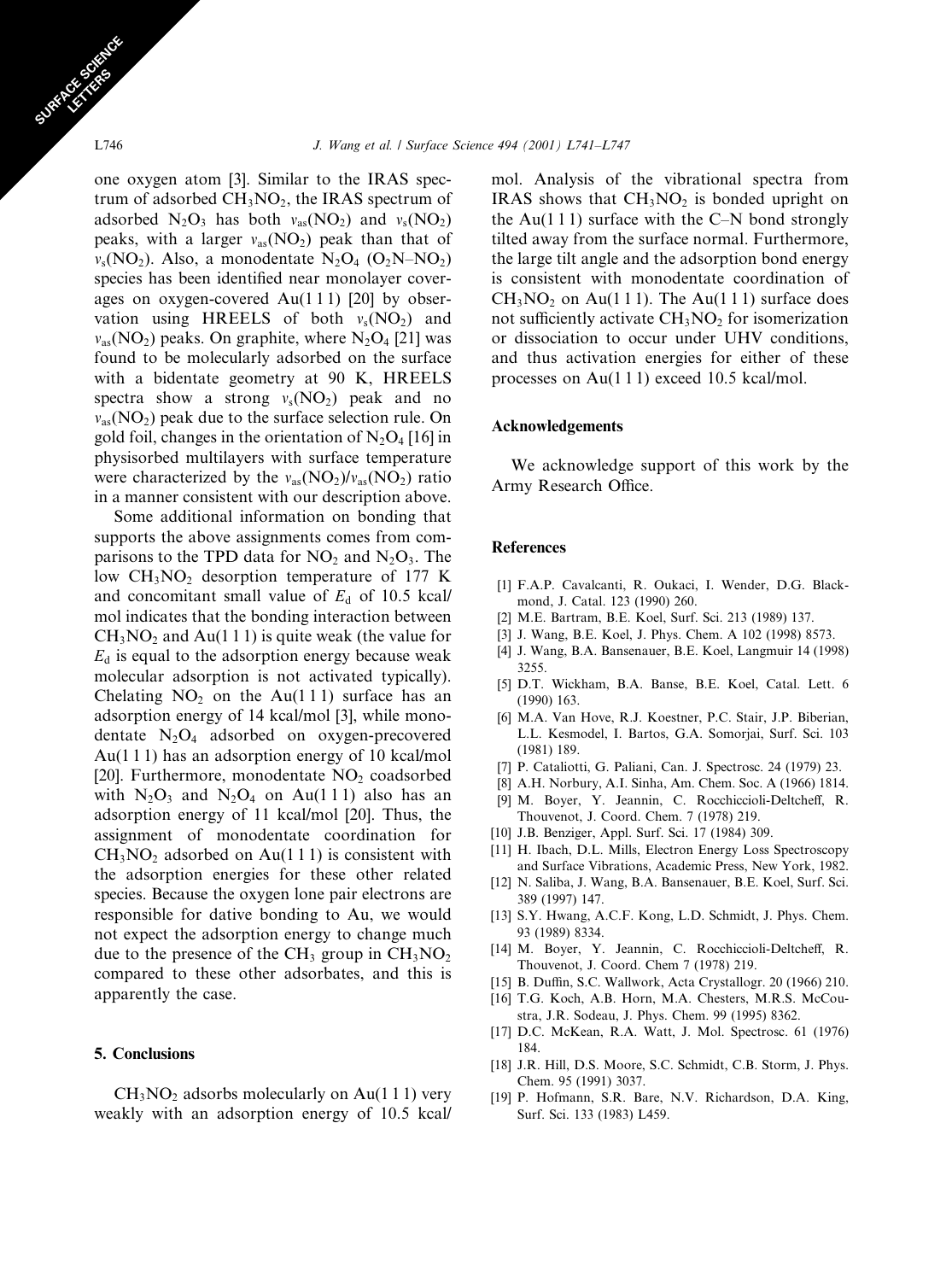one oxygen atom [3]. Similar to the IRAS spectrum of adsorbed $CH_3NO_2$, the IRAS spectrum of adsorbed $N_2O_3$ has both $\nu_{as}(NO_2)$ and $\nu_s(NO_2)$ peaks, with a larger $\nu_{as}(NO_2)$ peak than that of $\nu_s(NO_2)$. Also, a monodentate $N_2O_4$ ($O_2N$–$NO_2$) species has been identified near monolayer coverages on oxygen-covered Au(1 1 1) [20] by observation using HREELS of both $\nu_s(NO_2)$ and $\nu_{as}(NO_2)$ peaks. On graphite, where $N_2O_4$ [21] was found to be molecularly adsorbed on the surface with a bidentate geometry at 90 K, HREELS spectra show a strong $\nu_s(NO_2)$ peak and no $\nu_{as}(NO_2)$ peak due to the surface selection rule. On gold foil, changes in the orientation of $N_2O_4$ [16] in physisorbed multilayers with surface temperature were characterized by the $\nu_{as}(NO_2)/\nu_{as}(NO_2)$ ratio in a manner consistent with our description above.

Some additional information on bonding that supports the above assignments comes from comparisons to the TPD data for $NO_2$ and $N_2O_3$. The low $CH_3NO_2$ desorption temperature of 177 K and concomitant small value of $E_d$ of 10.5 kcal/mol indicates that the bonding interaction between $CH_3NO_2$ and Au(1 1 1) is quite weak (the value for $E_d$ is equal to the adsorption energy because weak molecular adsorption is not activated typically). Chelating $NO_2$ on the Au(1 1 1) surface has an adsorption energy of 14 kcal/mol [3], while monodentate $N_2O_4$ adsorbed on oxygen-precovered Au(1 1 1) has an adsorption energy of 10 kcal/mol [20]. Furthermore, monodentate $NO_2$ coadsorbed with $N_2O_3$ and $N_2O_4$ on Au(1 1 1) also has an adsorption energy of 11 kcal/mol [20]. Thus, the assignment of monodentate coordination for $CH_3NO_2$ adsorbed on Au(1 1 1) is consistent with the adsorption energies for these other related species. Because the oxygen lone pair electrons are responsible for dative bonding to Au, we would not expect the adsorption energy to change much due to the presence of the $CH_3$ group in $CH_3NO_2$ compared to these other adsorbates, and this is apparently the case.

## 5. Conclusions

$CH_3NO_2$ adsorbs molecularly on Au(1 1 1) very weakly with an adsorption energy of 10.5 kcal/mol. Analysis of the vibrational spectra from IRAS shows that $CH_3NO_2$ is bonded upright on the Au(1 1 1) surface with the C–N bond strongly tilted away from the surface normal. Furthermore, the large tilt angle and the adsorption bond energy is consistent with monodentate coordination of $CH_3NO_2$ on Au(1 1 1). The Au(1 1 1) surface does not sufficiently activate $CH_3NO_2$ for isomerization or dissociation to occur under UHV conditions, and thus activation energies for either of these processes on Au(1 1 1) exceed 10.5 kcal/mol.

## Acknowledgements

We acknowledge support of this work by the Army Research Office.

## References

[1] F.A.P. Cavalcanti, R. Oukaci, I. Wender, D.G. Blackmond, J. Catal. 123 (1990) 260.

[2] M.E. Bartram, B.E. Koel, Surf. Sci. 213 (1989) 137.

[3] J. Wang, B.E. Koel, J. Phys. Chem. A 102 (1998) 8573.

[4] J. Wang, B.A. Bansenauer, B.E. Koel, Langmuir 14 (1998) 3255.

[5] D.T. Wickham, B.A. Banse, B.E. Koel, Catal. Lett. 6 (1990) 163.

[6] M.A. Van Hove, R.J. Koestner, P.C. Stair, J.P. Biberian, L.L. Kesmodel, I. Bartos, G.A. Somorjai, Surf. Sci. 103 (1981) 189.

[7] P. Cataliotti, G. Paliani, Can. J. Spectrosc. 24 (1979) 23.

[8] A.H. Norbury, A.I. Sinha, Am. Chem. Soc. A (1966) 1814.

[9] M. Boyer, Y. Jeannin, C. Rocchicioli-Deltcheff, R. Thouvenot, J. Coord. Chem. 7 (1978) 219.

[10] J.B. Benziger, Appl. Surf. Sci. 17 (1984) 309.

[11] H. Ibach, D.L. Mills, Electron Energy Loss Spectroscopy and Surface Vibrations, Academic Press, New York, 1982.

[12] N. Saliba, J. Wang, B.A. Bansenauer, B.E. Koel, Surf. Sci. 389 (1997) 147.

[13] S.Y. Hwang, A.C.F. Kong, L.D. Schmidt, J. Phys. Chem. 93 (1989) 8334.

[14] M. Boyer, Y. Jeannin, C. Rocchiccioli-Deltcheff, R. Thouvenot, J. Coord. Chem 7 (1978) 219.

[15] B. Duffin, S.C. Wallwork, Acta Crystallogr. 20 (1966) 210.

[16] T.G. Koch, A.B. Horn, M.A. Chesters, M.R.S. McCoustra, J.R. Sodeau, J. Phys. Chem. 99 (1995) 8362.

[17] D.C. McKean, R.A. Watt, J. Mol. Spectrosc. 61 (1976) 184.

[18] J.R. Hill, D.S. Moore, S.C. Schmidt, C.B. Storm, J. Phys. Chem. 95 (1991) 3037.

[19] P. Hofmann, S.R. Bare, N.V. Richardson, D.A. King, Surf. Sci. 133 (1983) L459.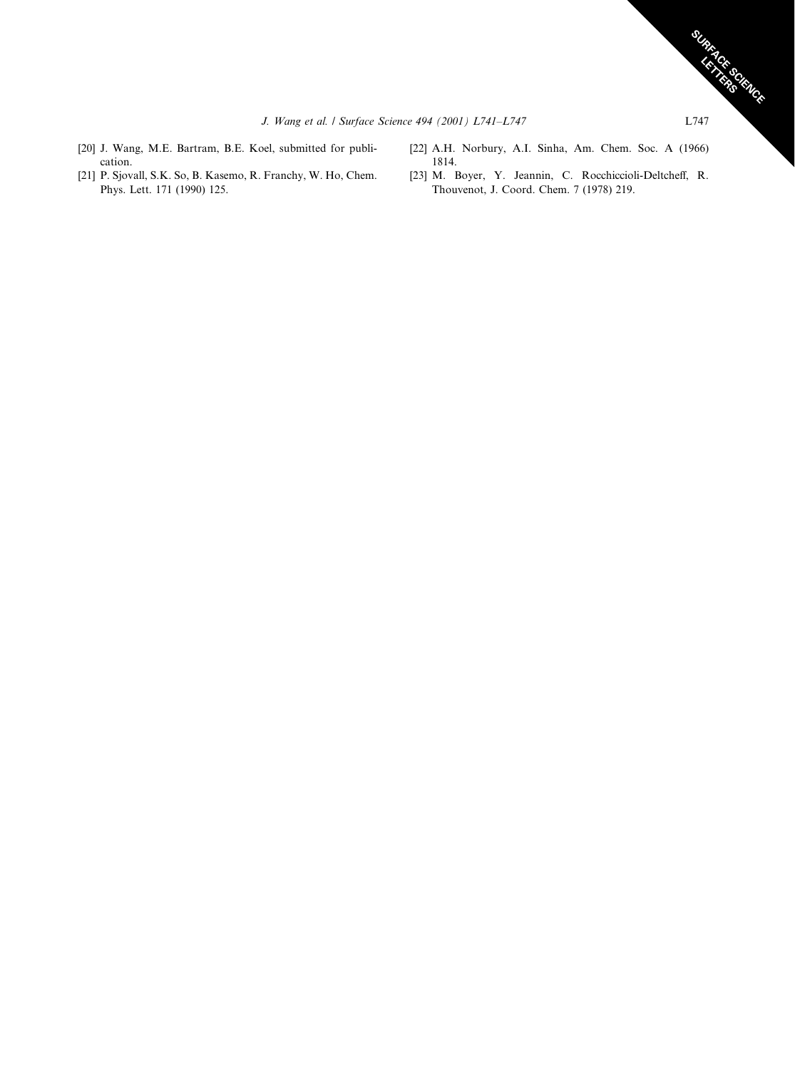[20] J. Wang, M.E. Bartram, B.E. Koel, submitted for publication.

[21] P. Sjovall, S.K. So, B. Kasemo, R. Franchy, W. Ho, Chem. Phys. Lett. 171 (1990) 125.

[22] A.H. Norbury, A.I. Sinha, Am. Chem. Soc. A (1966) 1814.

[23] M. Boyer, Y. Jeannin, C. Rocchiccioli-Deltcheff, R. Thouvenot, J. Coord. Chem. 7 (1978) 219.